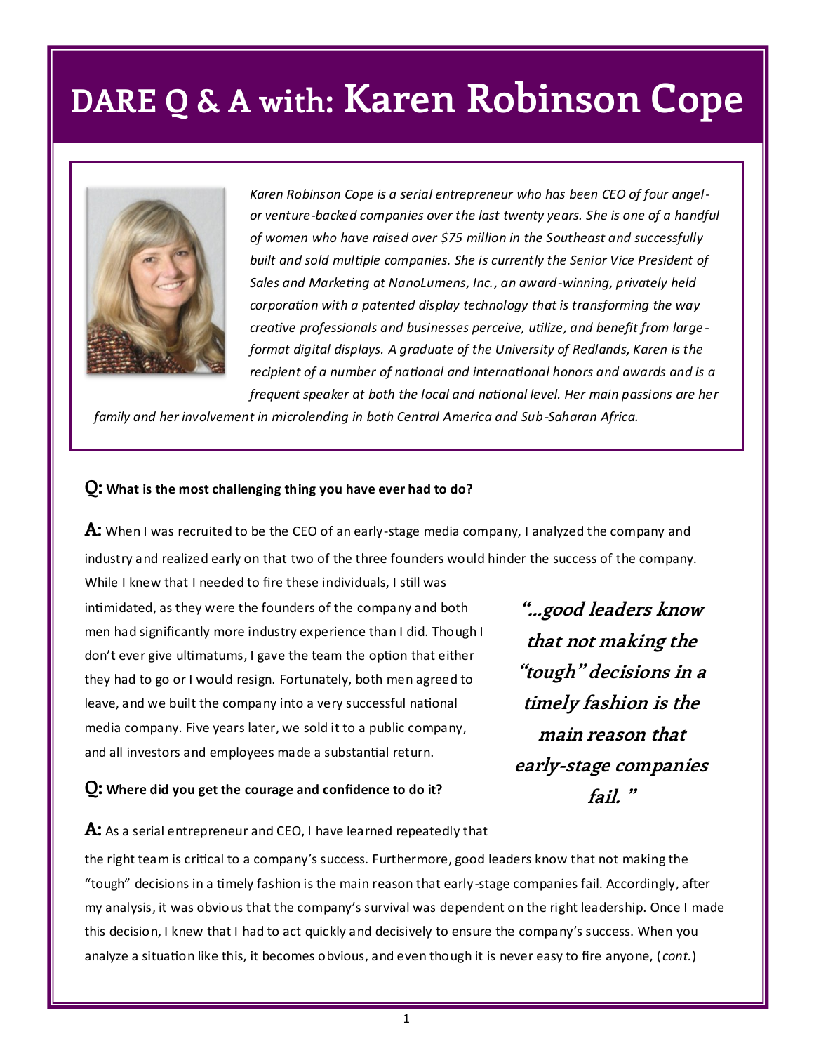# DARE Q & A with: Karen Robinson Cope

*Karen Robinson Cope is a serial entrepreneur who has been CEO of four angel- or venture-backed companies over the last twenty years. She is one of a handful of women who have raised over $75 million in the Southeast and successfully built and sold multiple companies. She is currently the Senior Vice President of Sales and Marketing at NanoLumens, Inc., an award-winning, privately held corporation with a patented display technology that is transforming the way creative professionals and businesses perceive, utilize, and benefit from large-format digital displays. A graduate of the University of Redlands, Karen is the recipient of a number of national and international honors and awards and is a frequent speaker at both the local and national level. Her main passions are her family and her involvement in microlending in both Central America and Sub-Saharan Africa.*

**Q: What is the most challenging thing you have ever had to do?**

**A:** When I was recruited to be the CEO of an early-stage media company, I analyzed the company and industry and realized early on that two of the three founders would hinder the success of the company. While I knew that I needed to fire these individuals, I still was intimidated, as they were the founders of the company and both men had significantly more industry experience than I did. Though I don't ever give ultimatums, I gave the team the option that either they had to go or I would resign. Fortunately, both men agreed to leave, and we built the company into a very successful national media company. Five years later, we sold it to a public company, and all investors and employees made a substantial return.

> ***"…good leaders know that not making the "tough" decisions in a timely fashion is the main reason that early-stage companies fail. "***

**Q: Where did you get the courage and confidence to do it?**

**A:** As a serial entrepreneur and CEO, I have learned repeatedly that the right team is critical to a company's success. Furthermore, good leaders know that not making the "tough" decisions in a timely fashion is the main reason that early-stage companies fail. Accordingly, after my analysis, it was obvious that the company's survival was dependent on the right leadership. Once I made this decision, I knew that I had to act quickly and decisively to ensure the company's success. When you analyze a situation like this, it becomes obvious, and even though it is never easy to fire anyone, (*cont.*)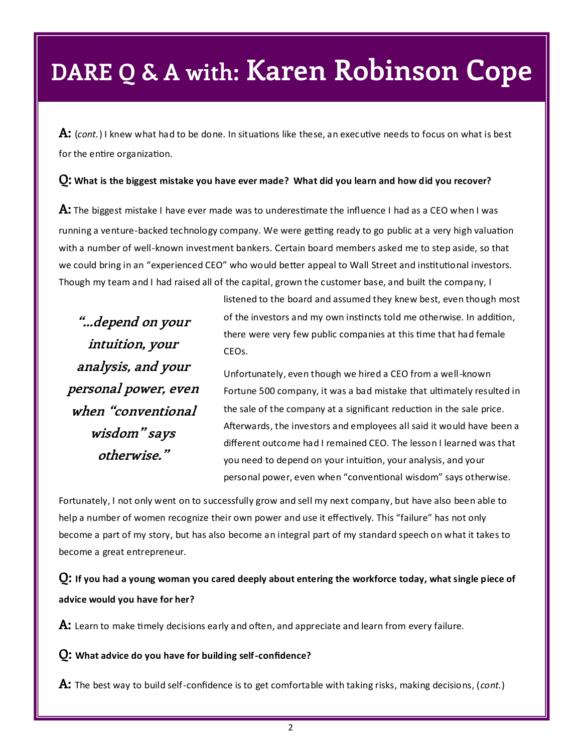# DARE Q & A with: Karen Robinson Cope

**A:** (*cont.*) I knew what had to be done. In situations like these, an executive needs to focus on what is best for the entire organization.

**Q: What is the biggest mistake you have ever made? What did you learn and how did you recover?**

**A:** The biggest mistake I have ever made was to underestimate the influence I had as a CEO when I was running a venture-backed technology company. We were getting ready to go public at a very high valuation with a number of well-known investment bankers. Certain board members asked me to step aside, so that we could bring in an "experienced CEO" who would better appeal to Wall Street and institutional investors. Though my team and I had raised all of the capital, grown the customer base, and built the company, I listened to the board and assumed they knew best, even though most of the investors and my own instincts told me otherwise. In addition, there were very few public companies at this time that had female CEOs.

> ***"…depend on your intuition, your analysis, and your personal power, even when "conventional wisdom" says otherwise."***

Unfortunately, even though we hired a CEO from a well-known Fortune 500 company, it was a bad mistake that ultimately resulted in the sale of the company at a significant reduction in the sale price. Afterwards, the investors and employees all said it would have been a different outcome had I remained CEO. The lesson I learned was that you need to depend on your intuition, your analysis, and your personal power, even when "conventional wisdom" says otherwise.

Fortunately, I not only went on to successfully grow and sell my next company, but have also been able to help a number of women recognize their own power and use it effectively. This "failure" has not only become a part of my story, but has also become an integral part of my standard speech on what it takes to become a great entrepreneur.

**Q: If you had a young woman you cared deeply about entering the workforce today, what single piece of advice would you have for her?**

**A:** Learn to make timely decisions early and often, and appreciate and learn from every failure.

**Q: What advice do you have for building self-confidence?**

**A:** The best way to build self-confidence is to get comfortable with taking risks, making decisions, (*cont.*)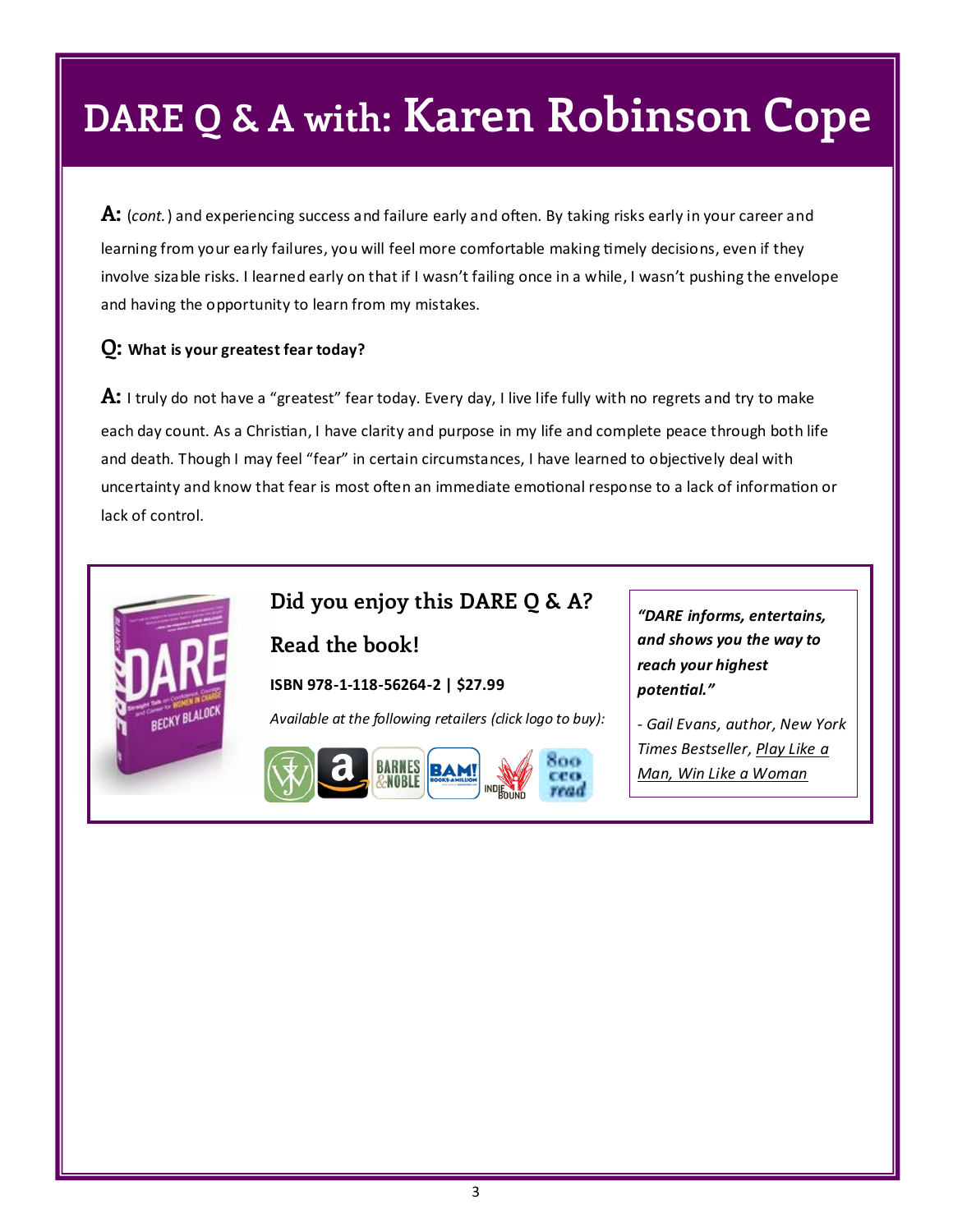# DARE Q & A with: Karen Robinson Cope

**A:** (*cont.*) and experiencing success and failure early and often. By taking risks early in your career and learning from your early failures, you will feel more comfortable making timely decisions, even if they involve sizable risks. I learned early on that if I wasn't failing once in a while, I wasn't pushing the envelope and having the opportunity to learn from my mistakes.

**Q: What is your greatest fear today?**

**A:** I truly do not have a "greatest" fear today. Every day, I live life fully with no regrets and try to make each day count. As a Christian, I have clarity and purpose in my life and complete peace through both life and death. Though I may feel "fear" in certain circumstances, I have learned to objectively deal with uncertainty and know that fear is most often an immediate emotional response to a lack of information or lack of control.

## Did you enjoy this DARE Q & A?

## Read the book!

**ISBN 978-1-118-56264-2 | $27.99**

*Available at the following retailers (click logo to buy):*

***"DARE informs, entertains, and shows you the way to reach your highest potential."***

*- Gail Evans, author, New York Times Bestseller, Play Like a Man, Win Like a Woman*